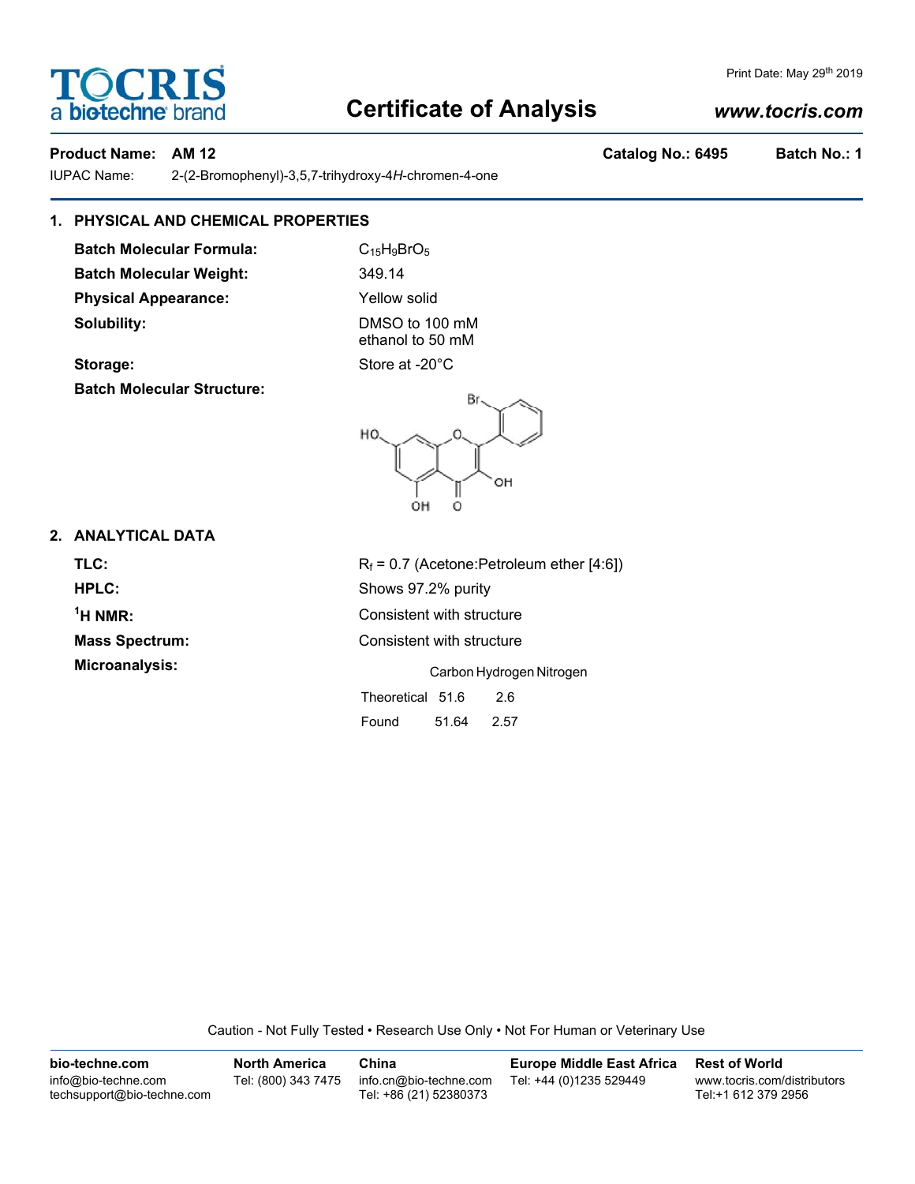# TOCRIS a bio-techne brand

# Certificate of Analysis

Print Date: May 29th 2019

www.tocris.com

**Product Name: AM 12** **Catalog No.: 6495** **Batch No.: 1**

IUPAC Name: 2-(2-Bromophenyl)-3,5,7-trihydroxy-4*H*-chromen-4-one

## 1. PHYSICAL AND CHEMICAL PROPERTIES

**Batch Molecular Formula:** $C_{15}H_9BrO_5$

**Batch Molecular Weight:** 349.14

**Physical Appearance:** Yellow solid

**Solubility:** DMSO to 100 mM
ethanol to 50 mM

**Storage:** Store at -20°C

**Batch Molecular Structure:**

## 2. ANALYTICAL DATA

**TLC:** $R_f$ = 0.7 (Acetone:Petroleum ether [4:6])

**HPLC:** Shows 97.2% purity

**$^1$H NMR:** Consistent with structure

**Mass Spectrum:** Consistent with structure

**Microanalysis:**

| | Carbon | Hydrogen | Nitrogen |
|---|---|---|---|
| Theoretical | 51.6 | 2.6 | |
| Found | 51.64 | 2.57 | |

Caution - Not Fully Tested • Research Use Only • Not For Human or Veterinary Use

**bio-techne.com**
info@bio-techne.com
techsupport@bio-techne.com

**North America**
Tel: (800) 343 7475

**China**
info.cn@bio-techne.com
Tel: +86 (21) 52380373

**Europe Middle East Africa**
Tel: +44 (0)1235 529449

**Rest of World**
www.tocris.com/distributors
Tel:+1 612 379 2956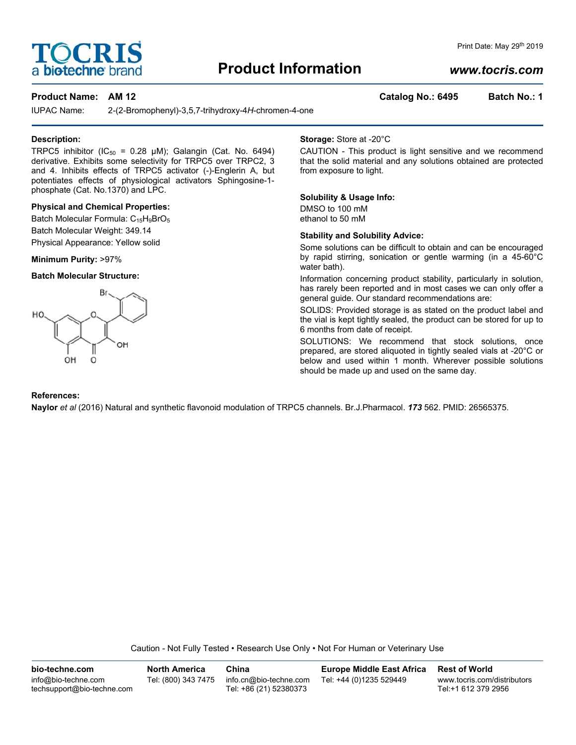# Product Information

**Product Name:** AM 12 **Catalog No.:** 6495 **Batch No.:** 1

IUPAC Name: 2-(2-Bromophenyl)-3,5,7-trihydroxy-4*H*-chromen-4-one

### Description:

TRPC5 inhibitor ($IC_{50}$ = 0.28 μM); Galangin (Cat. No. 6494) derivative. Exhibits some selectivity for TRPC5 over TRPC2, 3 and 4. Inhibits effects of TRPC5 activator (-)-Englerin A, but potentiates effects of physiological activators Sphingosine-1-phosphate (Cat. No.1370) and LPC.

### Physical and Chemical Properties:

Batch Molecular Formula: $C_{15}H_9BrO_5$

Batch Molecular Weight: 349.14

Physical Appearance: Yellow solid

**Minimum Purity:** >97%

### Batch Molecular Structure:

Br

HO

OH

OH O

### Storage: Store at -20°C

CAUTION - This product is light sensitive and we recommend that the solid material and any solutions obtained are protected from exposure to light.

### Solubility & Usage Info:

DMSO to 100 mM

ethanol to 50 mM

### Stability and Solubility Advice:

Some solutions can be difficult to obtain and can be encouraged by rapid stirring, sonication or gentle warming (in a 45-60°C water bath).

Information concerning product stability, particularly in solution, has rarely been reported and in most cases we can only offer a general guide. Our standard recommendations are:

SOLIDS: Provided storage is as stated on the product label and the vial is kept tightly sealed, the product can be stored for up to 6 months from date of receipt.

SOLUTIONS: We recommend that stock solutions, once prepared, are stored aliquoted in tightly sealed vials at -20°C or below and used within 1 month. Wherever possible solutions should be made up and used on the same day.

### References:

**Naylor** *et al* (2016) Natural and synthetic flavonoid modulation of TRPC5 channels. Br.J.Pharmacol. ***173*** 562. PMID: 26565375.

Caution - Not Fully Tested • Research Use Only • Not For Human or Veterinary Use

| bio-techne.com | North America | China | Europe Middle East Africa | Rest of World |
|---|---|---|---|---|
| info@bio-techne.com<br>techsupport@bio-techne.com | Tel: (800) 343 7475 | info.cn@bio-techne.com<br>Tel: +86 (21) 52380373 | Tel: +44 (0)1235 529449 | www.tocris.com/distributors<br>Tel:+1 612 379 2956 |